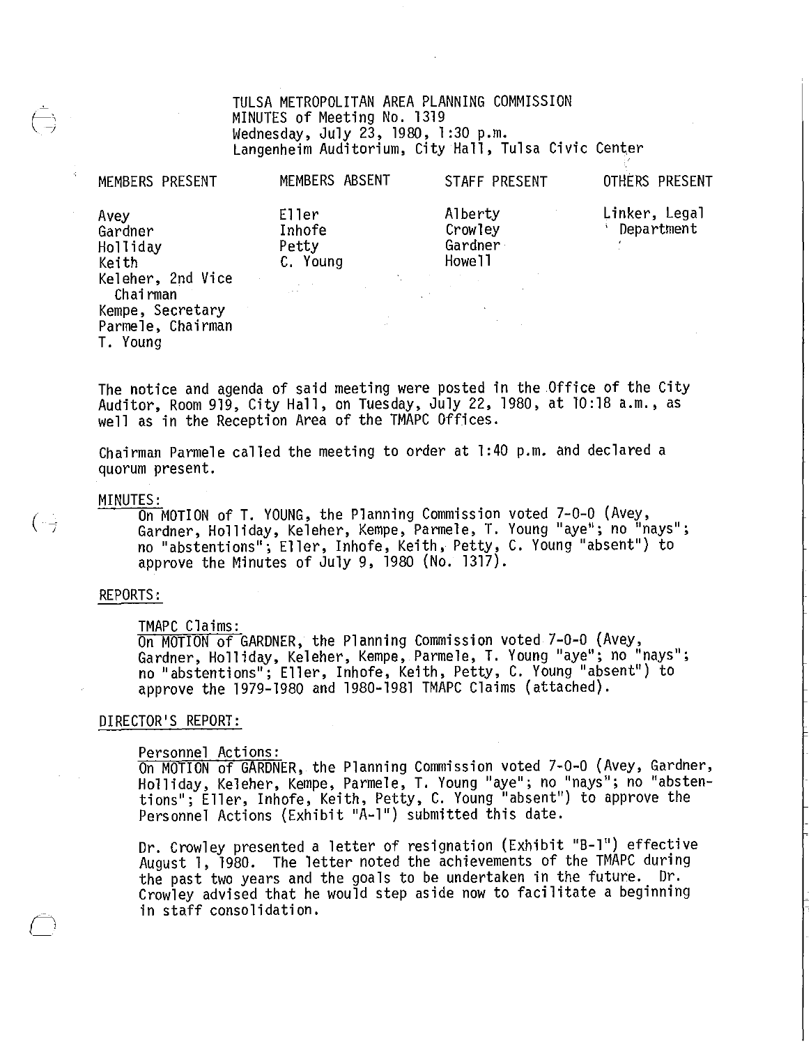TULSA METROPOLITAN AREA PLANNING COMMISSION
MINUTES of Meeting No. 1319
Wednesday, July 23, 1980, 1:30 p.m.
Langenheim Auditorium, City Hall, Tulsa Civic Center

| MEMBERS PRESENT | MEMBERS ABSENT | STAFF PRESENT | OTHERS PRESENT |
|---|---|---|---|
| Avey | Eller | Alberty | Linker, Legal Department |
| Gardner | Inhofe | Crowley | |
| Holliday | Petty | Gardner | |
| Keith | C. Young | Howell | |
| Keleher, 2nd Vice Chairman | | | |
| Kempe, Secretary | | | |
| Parmele, Chairman | | | |
| T. Young | | | |

The notice and agenda of said meeting were posted in the Office of the City Auditor, Room 919, City Hall, on Tuesday, July 22, 1980, at 10:18 a.m., as well as in the Reception Area of the TMAPC Offices.

Chairman Parmele called the meeting to order at 1:40 p.m. and declared a quorum present.

MINUTES:

On MOTION of T. YOUNG, the Planning Commission voted 7-0-0 (Avey, Gardner, Holliday, Keleher, Kempe, Parmele, T. Young "aye"; no "nays"; no "abstentions"; Eller, Inhofe, Keith, Petty, C. Young "absent") to approve the Minutes of July 9, 1980 (No. 1317).

REPORTS:

TMAPC Claims:

On MOTION of GARDNER, the Planning Commission voted 7-0-0 (Avey, Gardner, Holliday, Keleher, Kempe, Parmele, T. Young "aye"; no "nays"; no "abstentions"; Eller, Inhofe, Keith, Petty, C. Young "absent") to approve the 1979-1980 and 1980-1981 TMAPC Claims (attached).

DIRECTOR'S REPORT:

Personnel Actions:

On MOTION of GARDNER, the Planning Commission voted 7-0-0 (Avey, Gardner, Holliday, Keleher, Kempe, Parmele, T. Young "aye"; no "nays"; no "abstentions"; Eller, Inhofe, Keith, Petty, C. Young "absent") to approve the Personnel Actions (Exhibit "A-1") submitted this date.

Dr. Crowley presented a letter of resignation (Exhibit "B-1") effective August 1, 1980. The letter noted the achievements of the TMAPC during the past two years and the goals to be undertaken in the future. Dr. Crowley advised that he would step aside now to facilitate a beginning in staff consolidation.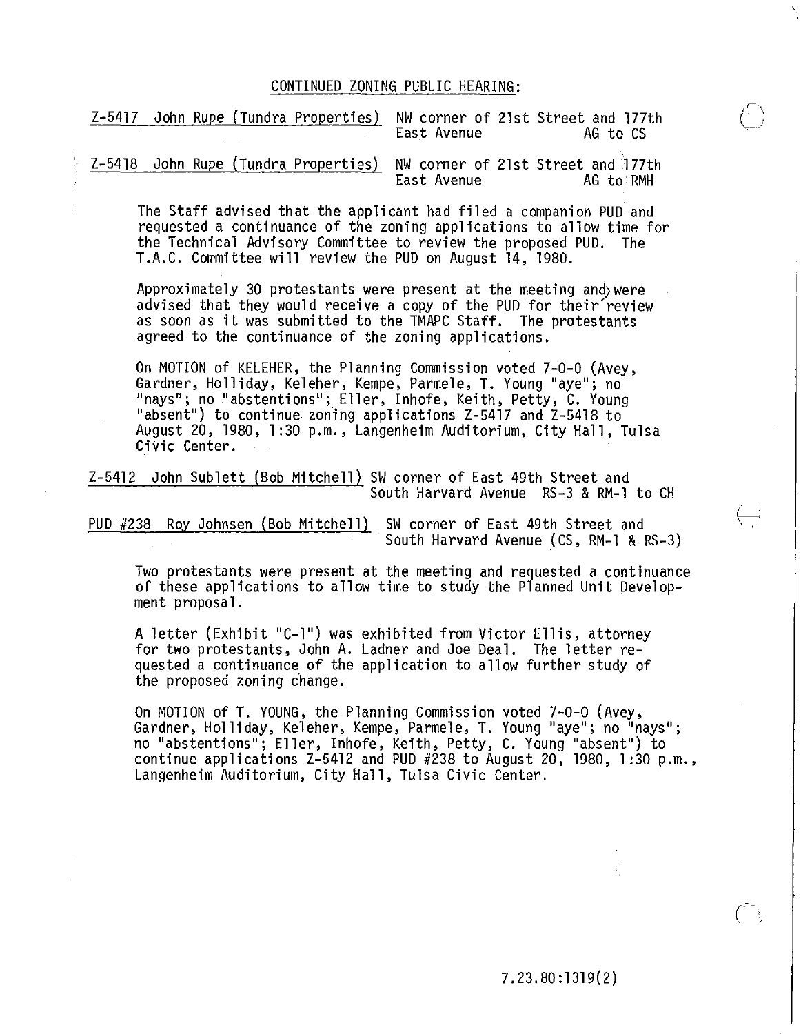CONTINUED ZONING PUBLIC HEARING:

Z-5417 John Rupe (Tundra Properties) NW corner of 21st Street and 177th East Avenue AG to CS

Z-5418 John Rupe (Tundra Properties) NW corner of 21st Street and 177th East Avenue AG to RMH

The Staff advised that the applicant had filed a companion PUD and requested a continuance of the zoning applications to allow time for the Technical Advisory Committee to review the proposed PUD. The T.A.C. Committee will review the PUD on August 14, 1980.

Approximately 30 protestants were present at the meeting and were advised that they would receive a copy of the PUD for their review as soon as it was submitted to the TMAPC Staff. The protestants agreed to the continuance of the zoning applications.

On MOTION of KELEHER, the Planning Commission voted 7-0-0 (Avey, Gardner, Holliday, Keleher, Kempe, Parmele, T. Young "aye"; no "nays"; no "abstentions"; Eller, Inhofe, Keith, Petty, C. Young "absent") to continue zoning applications Z-5417 and Z-5418 to August 20, 1980, 1:30 p.m., Langenheim Auditorium, City Hall, Tulsa Civic Center.

Z-5412 John Sublett (Bob Mitchell) SW corner of East 49th Street and South Harvard Avenue RS-3 & RM-1 to CH

PUD #238 Roy Johnsen (Bob Mitchell) SW corner of East 49th Street and South Harvard Avenue (CS, RM-1 & RS-3)

Two protestants were present at the meeting and requested a continuance of these applications to allow time to study the Planned Unit Development proposal.

A letter (Exhibit "C-1") was exhibited from Victor Ellis, attorney for two protestants, John A. Ladner and Joe Deal. The letter requested a continuance of the application to allow further study of the proposed zoning change.

On MOTION of T. YOUNG, the Planning Commission voted 7-0-0 (Avey, Gardner, Holliday, Keleher, Kempe, Parmele, T. Young "aye"; no "nays"; no "abstentions"; Eller, Inhofe, Keith, Petty, C. Young "absent") to continue applications Z-5412 and PUD #238 to August 20, 1980, 1:30 p.m., Langenheim Auditorium, City Hall, Tulsa Civic Center.

7.23.80:1319(2)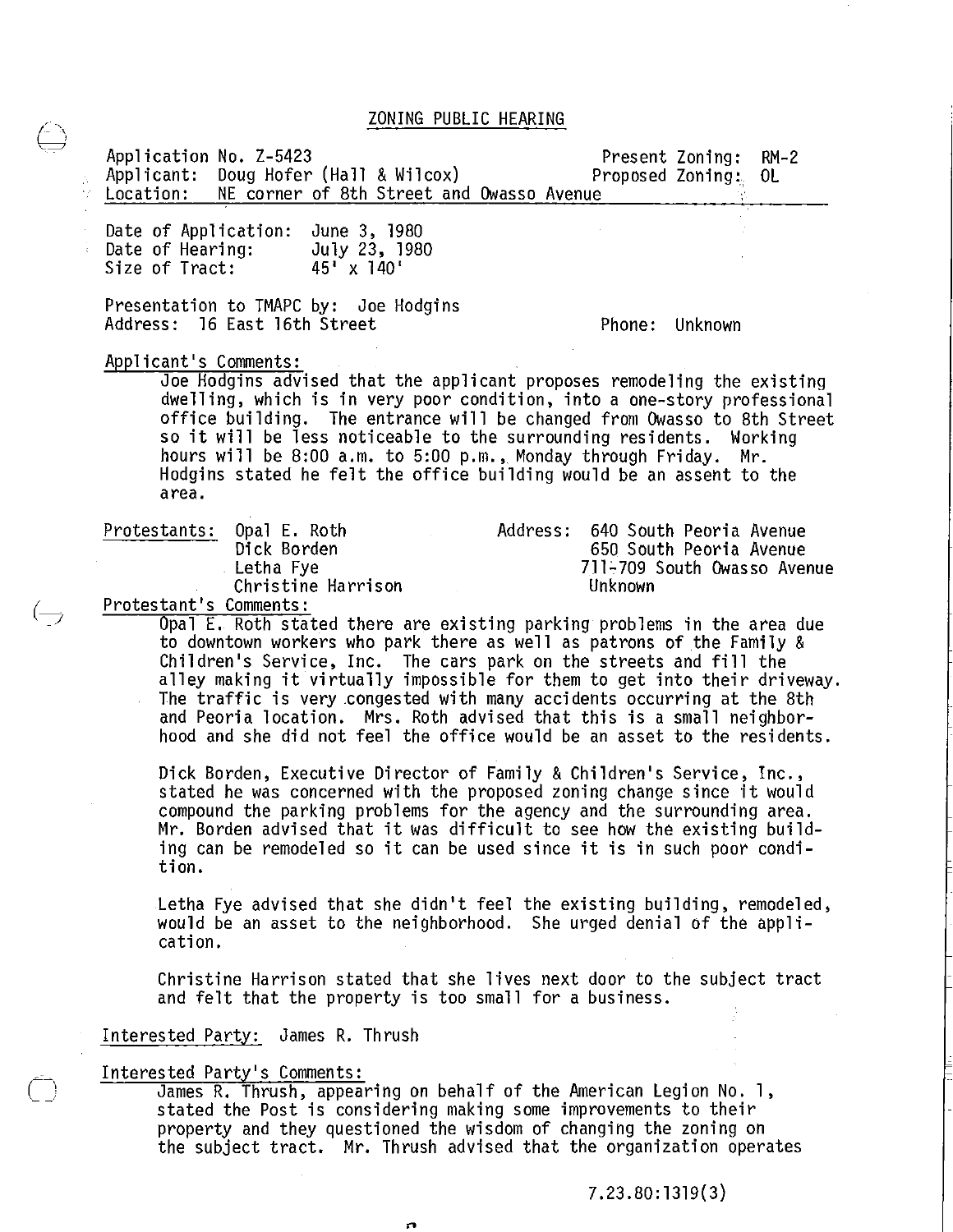## ZONING PUBLIC HEARING

Application No. Z-5423 | Present Zoning: RM-2
Applicant: Doug Hofer (Hall & Wilcox) | Proposed Zoning: OL
Location: NE corner of 8th Street and Owasso Avenue

Date of Application: June 3, 1980
Date of Hearing: July 23, 1980
Size of Tract: 45' x 140'

Presentation to TMAPC by: Joe Hodgins
Address: 16 East 16th Street | Phone: Unknown

Applicant's Comments:

Joe Hodgins advised that the applicant proposes remodeling the existing dwelling, which is in very poor condition, into a one-story professional office building. The entrance will be changed from Owasso to 8th Street so it will be less noticeable to the surrounding residents. Working hours will be 8:00 a.m. to 5:00 p.m., Monday through Friday. Mr. Hodgins stated he felt the office building would be an assent to the area.

| Protestants: | Address: |
|---|---|
| Opal E. Roth | 640 South Peoria Avenue |
| Dick Borden | 650 South Peoria Avenue |
| Letha Fye | 711-709 South Owasso Avenue |
| Christine Harrison | Unknown |

Protestant's Comments:

Opal E. Roth stated there are existing parking problems in the area due to downtown workers who park there as well as patrons of the Family & Children's Service, Inc. The cars park on the streets and fill the alley making it virtually impossible for them to get into their driveway. The traffic is very congested with many accidents occurring at the 8th and Peoria location. Mrs. Roth advised that this is a small neighborhood and she did not feel the office would be an asset to the residents.

Dick Borden, Executive Director of Family & Children's Service, Inc., stated he was concerned with the proposed zoning change since it would compound the parking problems for the agency and the surrounding area. Mr. Borden advised that it was difficult to see how the existing building can be remodeled so it can be used since it is in such poor condition.

Letha Fye advised that she didn't feel the existing building, remodeled, would be an asset to the neighborhood. She urged denial of the application.

Christine Harrison stated that she lives next door to the subject tract and felt that the property is too small for a business.

Interested Party: James R. Thrush

Interested Party's Comments:

James R. Thrush, appearing on behalf of the American Legion No. 1, stated the Post is considering making some improvements to their property and they questioned the wisdom of changing the zoning on the subject tract. Mr. Thrush advised that the organization operates

7.23.80:1319(3)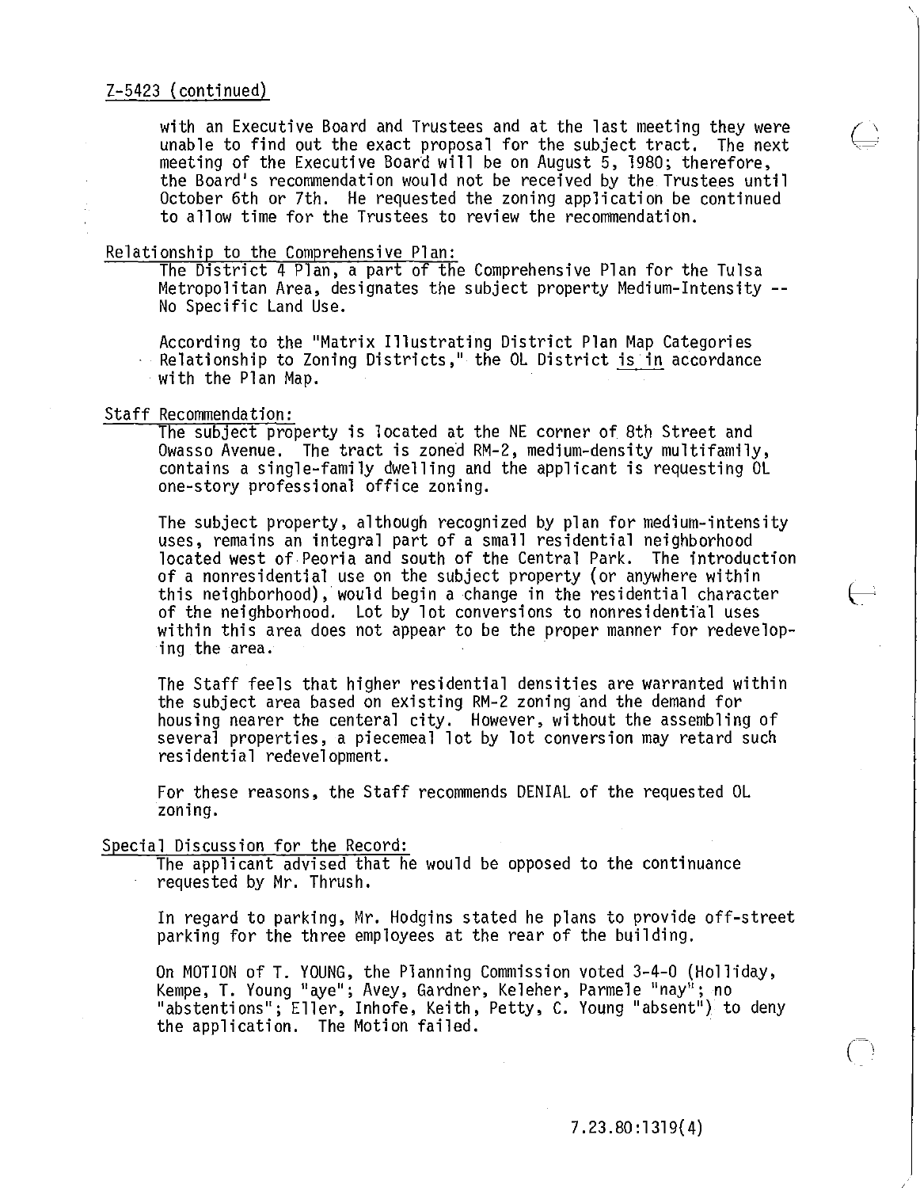Z-5423 (continued)

with an Executive Board and Trustees and at the last meeting they were unable to find out the exact proposal for the subject tract. The next meeting of the Executive Board will be on August 5, 1980; therefore, the Board's recommendation would not be received by the Trustees until October 6th or 7th. He requested the zoning application be continued to allow time for the Trustees to review the recommendation.

Relationship to the Comprehensive Plan:

The District 4 Plan, a part of the Comprehensive Plan for the Tulsa Metropolitan Area, designates the subject property Medium-Intensity -- No Specific Land Use.

According to the "Matrix Illustrating District Plan Map Categories Relationship to Zoning Districts," the OL District is in accordance with the Plan Map.

Staff Recommendation:

The subject property is located at the NE corner of 8th Street and Owasso Avenue. The tract is zoned RM-2, medium-density multifamily, contains a single-family dwelling and the applicant is requesting OL one-story professional office zoning.

The subject property, although recognized by plan for medium-intensity uses, remains an integral part of a small residential neighborhood located west of Peoria and south of the Central Park. The introduction of a nonresidential use on the subject property (or anywhere within this neighborhood), would begin a change in the residential character of the neighborhood. Lot by lot conversions to nonresidential uses within this area does not appear to be the proper manner for redeveloping the area.

The Staff feels that higher residential densities are warranted within the subject area based on existing RM-2 zoning and the demand for housing nearer the centeral city. However, without the assembling of several properties, a piecemeal lot by lot conversion may retard such residential redevelopment.

For these reasons, the Staff recommends DENIAL of the requested OL zoning.

Special Discussion for the Record:

The applicant advised that he would be opposed to the continuance requested by Mr. Thrush.

In regard to parking, Mr. Hodgins stated he plans to provide off-street parking for the three employees at the rear of the building.

On MOTION of T. YOUNG, the Planning Commission voted 3-4-0 (Holliday, Kempe, T. Young "aye"; Avey, Gardner, Keleher, Parmele "nay"; no "abstentions"; Eller, Inhofe, Keith, Petty, C. Young "absent") to deny the application. The Motion failed.

7.23.80:1319(4)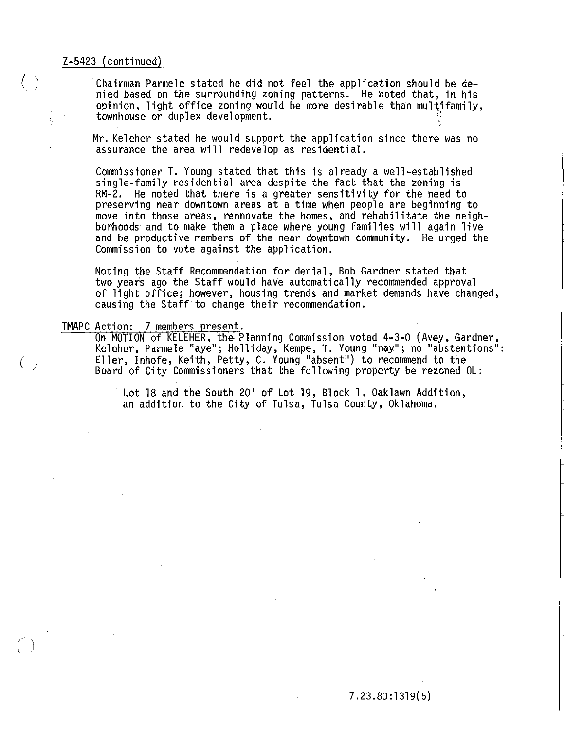Z-5423 (continued)

Chairman Parmele stated he did not feel the application should be denied based on the surrounding zoning patterns. He noted that, in his opinion, light office zoning would be more desirable than multifamily, townhouse or duplex development.

Mr. Keleher stated he would support the application since there was no assurance the area will redevelop as residential.

Commissioner T. Young stated that this is already a well-established single-family residential area despite the fact that the zoning is RM-2. He noted that there is a greater sensitivity for the need to preserving near downtown areas at a time when people are beginning to move into those areas, rennovate the homes, and rehabilitate the neighborhoods and to make them a place where young families will again live and be productive members of the near downtown community. He urged the Commission to vote against the application.

Noting the Staff Recommendation for denial, Bob Gardner stated that two years ago the Staff would have automatically recommended approval of light office; however, housing trends and market demands have changed, causing the Staff to change their recommendation.

TMAPC Action: 7 members present.

On MOTION of KELEHER, the Planning Commission voted 4-3-0 (Avey, Gardner, Keleher, Parmele "aye"; Holliday, Kempe, T. Young "nay"; no "abstentions": Eller, Inhofe, Keith, Petty, C. Young "absent") to recommend to the Board of City Commissioners that the following property be rezoned OL:

Lot 18 and the South 20' of Lot 19, Block 1, Oaklawn Addition, an addition to the City of Tulsa, Tulsa County, Oklahoma.

7.23.80:1319(5)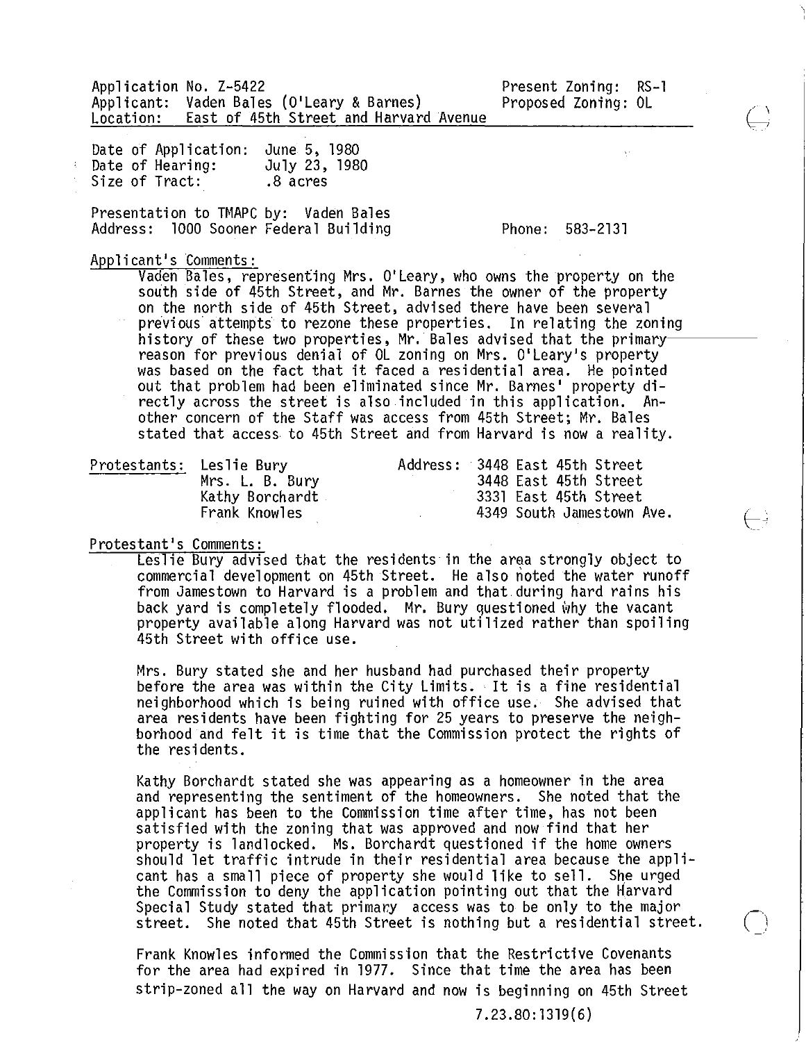Application No. Z-5422
Applicant: Vaden Bales (O'Leary & Barnes)
Location: East of 45th Street and Harvard Avenue

Present Zoning: RS-1
Proposed Zoning: OL

Date of Application: June 5, 1980
Date of Hearing: July 23, 1980
Size of Tract: .8 acres

Presentation to TMAPC by: Vaden Bales
Address: 1000 Sooner Federal Building
Phone: 583-2131

Applicant's Comments:

Vaden Bales, representing Mrs. O'Leary, who owns the property on the south side of 45th Street, and Mr. Barnes the owner of the property on the north side of 45th Street, advised there have been several previous attempts to rezone these properties. In relating the zoning history of these two properties, Mr. Bales advised that the primary reason for previous denial of OL zoning on Mrs. O'Leary's property was based on the fact that it faced a residential area. He pointed out that problem had been eliminated since Mr. Barnes' property directly across the street is also included in this application. Another concern of the Staff was access from 45th Street; Mr. Bales stated that access to 45th Street and from Harvard is now a reality.

| Protestants: | Address: |
|---|---|
| Leslie Bury | 3448 East 45th Street |
| Mrs. L. B. Bury | 3448 East 45th Street |
| Kathy Borchardt | 3331 East 45th Street |
| Frank Knowles | 4349 South Jamestown Ave. |

Protestant's Comments:

Leslie Bury advised that the residents in the area strongly object to commercial development on 45th Street. He also noted the water runoff from Jamestown to Harvard is a problem and that during hard rains his back yard is completely flooded. Mr. Bury questioned why the vacant property available along Harvard was not utilized rather than spoiling 45th Street with office use.

Mrs. Bury stated she and her husband had purchased their property before the area was within the City Limits. It is a fine residential neighborhood which is being ruined with office use. She advised that area residents have been fighting for 25 years to preserve the neighborhood and felt it is time that the Commission protect the rights of the residents.

Kathy Borchardt stated she was appearing as a homeowner in the area and representing the sentiment of the homeowners. She noted that the applicant has been to the Commission time after time, has not been satisfied with the zoning that was approved and now find that her property is landlocked. Ms. Borchardt questioned if the home owners should let traffic intrude in their residential area because the applicant has a small piece of property she would like to sell. She urged the Commission to deny the application pointing out that the Harvard Special Study stated that primary access was to be only to the major street. She noted that 45th Street is nothing but a residential street.

Frank Knowles informed the Commission that the Restrictive Covenants for the area had expired in 1977. Since that time the area has been strip-zoned all the way on Harvard and now is beginning on 45th Street

7.23.80:1319(6)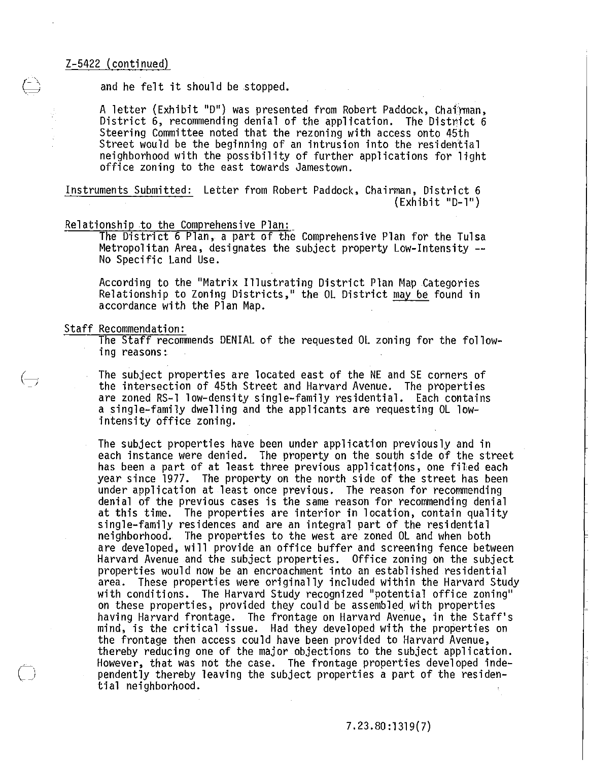Z-5422 (continued)

and he felt it should be stopped.

A letter (Exhibit "D") was presented from Robert Paddock, Chairman, District 6, recommending denial of the application. The District 6 Steering Committee noted that the rezoning with access onto 45th Street would be the beginning of an intrusion into the residential neighborhood with the possibility of further applications for light office zoning to the east towards Jamestown.

Instruments Submitted: Letter from Robert Paddock, Chairman, District 6 (Exhibit "D-1")

Relationship to the Comprehensive Plan:

The District 6 Plan, a part of the Comprehensive Plan for the Tulsa Metropolitan Area, designates the subject property Low-Intensity -- No Specific Land Use.

According to the "Matrix Illustrating District Plan Map Categories Relationship to Zoning Districts," the OL District may be found in accordance with the Plan Map.

Staff Recommendation:

The Staff recommends DENIAL of the requested OL zoning for the following reasons:

The subject properties are located east of the NE and SE corners of the intersection of 45th Street and Harvard Avenue. The properties are zoned RS-1 low-density single-family residential. Each contains a single-family dwelling and the applicants are requesting OL low-intensity office zoning.

The subject properties have been under application previously and in each instance were denied. The property on the south side of the street has been a part of at least three previous applications, one filed each year since 1977. The property on the north side of the street has been under application at least once previous. The reason for recommending denial of the previous cases is the same reason for recommending denial at this time. The properties are interior in location, contain quality single-family residences and are an integral part of the residential neighborhood. The properties to the west are zoned OL and when both are developed, will provide an office buffer and screening fence between Harvard Avenue and the subject properties. Office zoning on the subject properties would now be an encroachment into an established residential area. These properties were originally included within the Harvard Study with conditions. The Harvard Study recognized "potential office zoning" on these properties, provided they could be assembled with properties having Harvard frontage. The frontage on Harvard Avenue, in the Staff's mind, is the critical issue. Had they developed with the properties on the frontage then access could have been provided to Harvard Avenue, thereby reducing one of the major objections to the subject application. However, that was not the case. The frontage properties developed independently thereby leaving the subject properties a part of the residential neighborhood.

7.23.80:1319(7)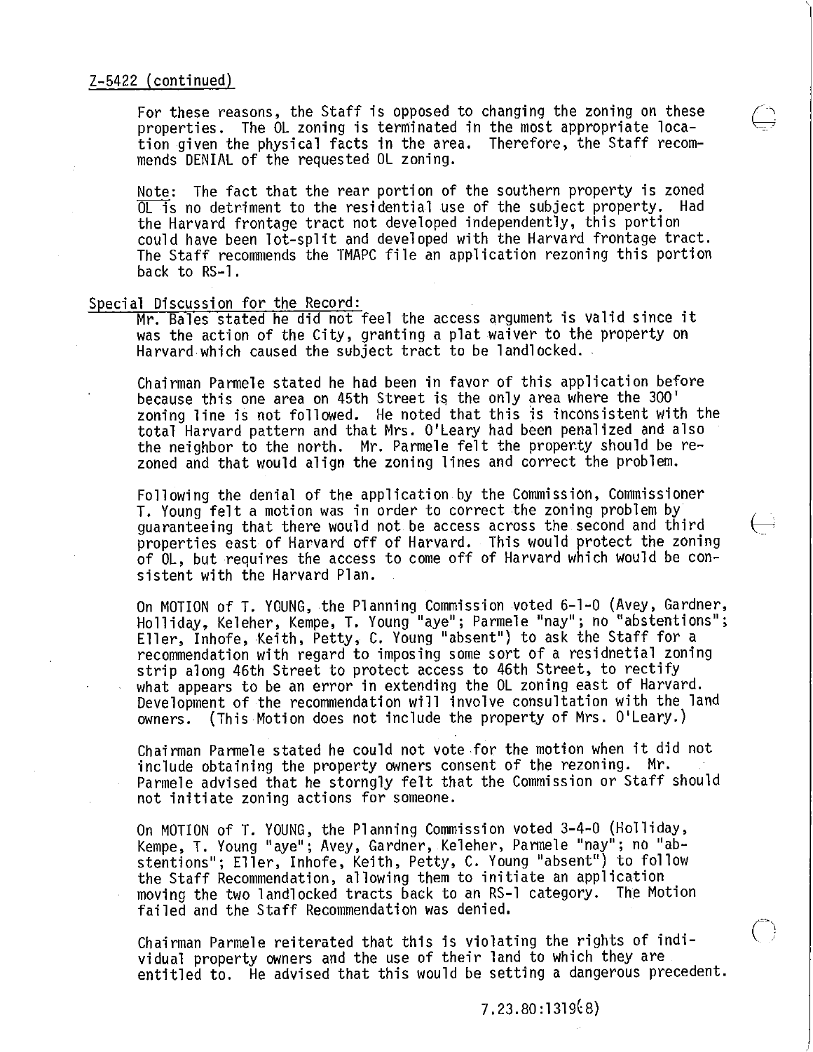Z-5422 (continued)

For these reasons, the Staff is opposed to changing the zoning on these properties. The OL zoning is terminated in the most appropriate location given the physical facts in the area. Therefore, the Staff recommends DENIAL of the requested OL zoning.

Note: The fact that the rear portion of the southern property is zoned OL is no detriment to the residential use of the subject property. Had the Harvard frontage tract not developed independently, this portion could have been lot-split and developed with the Harvard frontage tract. The Staff recommends the TMAPC file an application rezoning this portion back to RS-1.

Special Discussion for the Record:

Mr. Bales stated he did not feel the access argument is valid since it was the action of the City, granting a plat waiver to the property on Harvard which caused the subject tract to be landlocked.

Chairman Parmele stated he had been in favor of this application before because this one area on 45th Street is the only area where the 300' zoning line is not followed. He noted that this is inconsistent with the total Harvard pattern and that Mrs. O'Leary had been penalized and also the neighbor to the north. Mr. Parmele felt the property should be rezoned and that would align the zoning lines and correct the problem.

Following the denial of the application by the Commission, Commissioner T. Young felt a motion was in order to correct the zoning problem by guaranteeing that there would not be access across the second and third properties east of Harvard off of Harvard. This would protect the zoning of OL, but requires the access to come off of Harvard which would be consistent with the Harvard Plan.

On MOTION of T. YOUNG, the Planning Commission voted 6-1-0 (Avey, Gardner, Holliday, Keleher, Kempe, T. Young "aye"; Parmele "nay"; no "abstentions"; Eller, Inhofe, Keith, Petty, C. Young "absent") to ask the Staff for a recommendation with regard to imposing some sort of a residnetial zoning strip along 46th Street to protect access to 46th Street, to rectify what appears to be an error in extending the OL zoning east of Harvard. Development of the recommendation will involve consultation with the land owners. (This Motion does not include the property of Mrs. O'Leary.)

Chairman Parmele stated he could not vote for the motion when it did not include obtaining the property owners consent of the rezoning. Mr. Parmele advised that he storngly felt that the Commission or Staff should not initiate zoning actions for someone.

On MOTION of T. YOUNG, the Planning Commission voted 3-4-0 (Holliday, Kempe, T. Young "aye"; Avey, Gardner, Keleher, Parmele "nay"; no "abstentions"; Eller, Inhofe, Keith, Petty, C. Young "absent") to follow the Staff Recommendation, allowing them to initiate an application moving the two landlocked tracts back to an RS-1 category. The Motion failed and the Staff Recommendation was denied.

Chairman Parmele reiterated that this is violating the rights of individual property owners and the use of their land to which they are entitled to. He advised that this would be setting a dangerous precedent.

7.23.80:1319(8)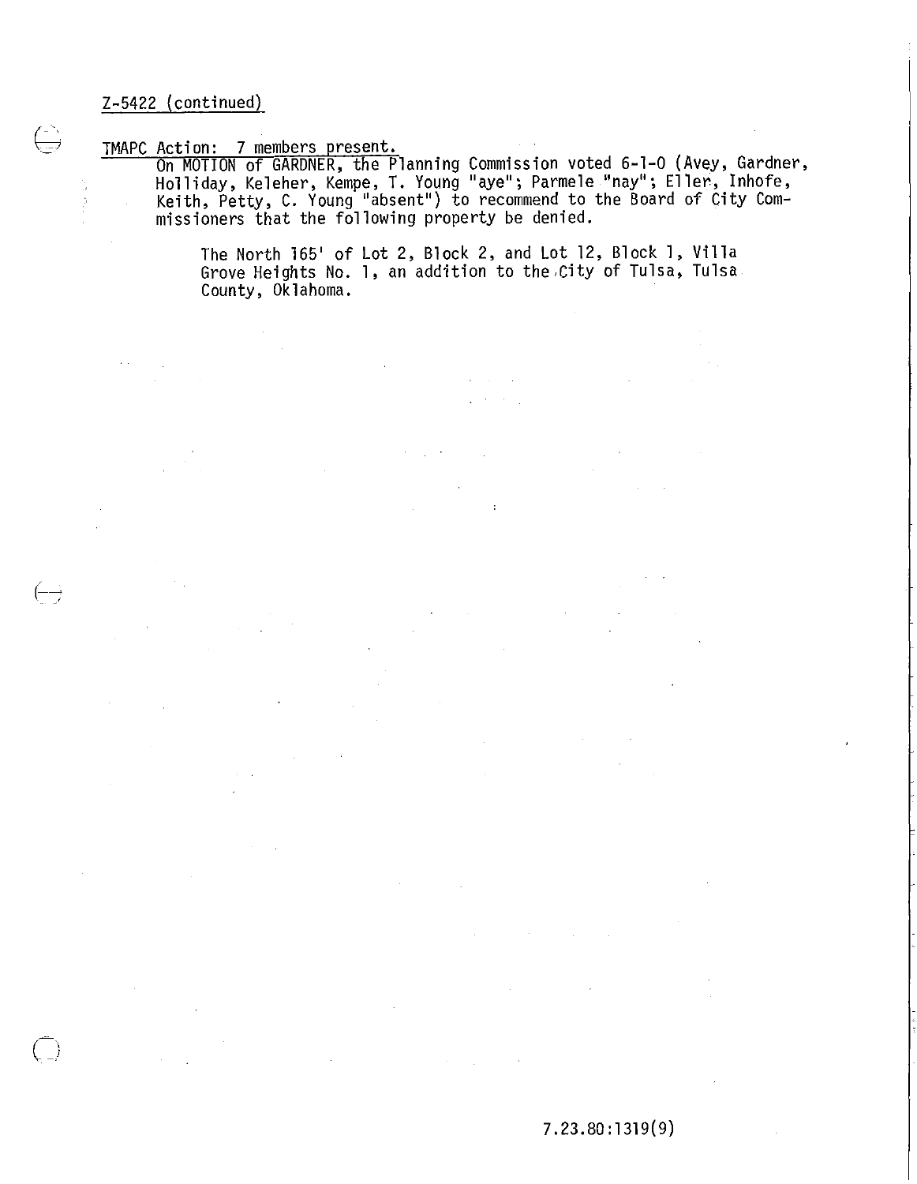Z-5422 (continued)

TMAPC Action: 7 members present.

On MOTION of GARDNER, the Planning Commission voted 6-1-0 (Avey, Gardner, Holliday, Keleher, Kempe, T. Young "aye"; Parmele "nay"; Eller, Inhofe, Keith, Petty, C. Young "absent") to recommend to the Board of City Commissioners that the following property be denied.

The North 165' of Lot 2, Block 2, and Lot 12, Block 1, Villa Grove Heights No. 1, an addition to the City of Tulsa, Tulsa County, Oklahoma.

7.23.80:1319(9)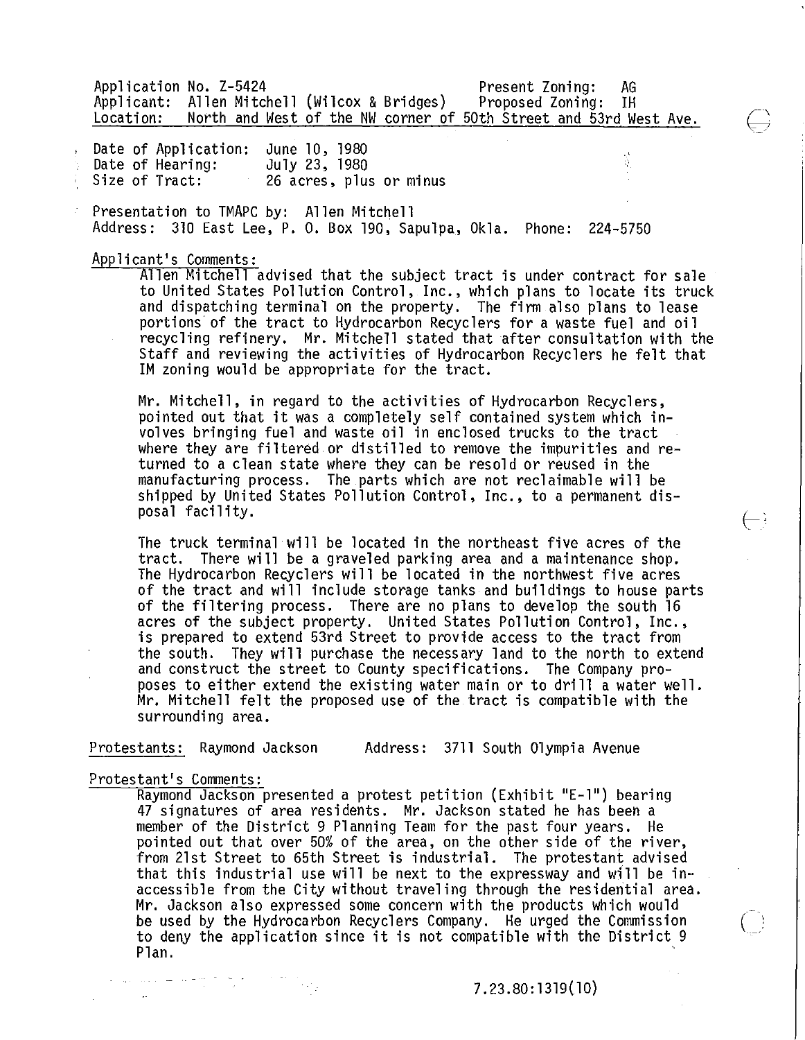Application No. Z-5424 Present Zoning: AG
Applicant: Allen Mitchell (Wilcox & Bridges) Proposed Zoning: IH
Location: North and West of the NW corner of 50th Street and 53rd West Ave.

Date of Application: June 10, 1980
Date of Hearing: July 23, 1980
Size of Tract: 26 acres, plus or minus

Presentation to TMAPC by: Allen Mitchell
Address: 310 East Lee, P. O. Box 190, Sapulpa, Okla. Phone: 224-5750

Applicant's Comments:

Allen Mitchell advised that the subject tract is under contract for sale to United States Pollution Control, Inc., which plans to locate its truck and dispatching terminal on the property. The firm also plans to lease portions of the tract to Hydrocarbon Recyclers for a waste fuel and oil recycling refinery. Mr. Mitchell stated that after consultation with the Staff and reviewing the activities of Hydrocarbon Recyclers he felt that IM zoning would be appropriate for the tract.

Mr. Mitchell, in regard to the activities of Hydrocarbon Recyclers, pointed out that it was a completely self contained system which involves bringing fuel and waste oil in enclosed trucks to the tract where they are filtered or distilled to remove the impurities and returned to a clean state where they can be resold or reused in the manufacturing process. The parts which are not reclaimable will be shipped by United States Pollution Control, Inc., to a permanent disposal facility.

The truck terminal will be located in the northeast five acres of the tract. There will be a graveled parking area and a maintenance shop. The Hydrocarbon Recyclers will be located in the northwest five acres of the tract and will include storage tanks and buildings to house parts of the filtering process. There are no plans to develop the south 16 acres of the subject property. United States Pollution Control, Inc., is prepared to extend 53rd Street to provide access to the tract from the south. They will purchase the necessary land to the north to extend and construct the street to County specifications. The Company proposes to either extend the existing water main or to drill a water well. Mr. Mitchell felt the proposed use of the tract is compatible with the surrounding area.

Protestants: Raymond Jackson Address: 3711 South Olympia Avenue

Protestant's Comments:

Raymond Jackson presented a protest petition (Exhibit "E-1") bearing 47 signatures of area residents. Mr. Jackson stated he has been a member of the District 9 Planning Team for the past four years. He pointed out that over 50% of the area, on the other side of the river, from 21st Street to 65th Street is industrial. The protestant advised that this industrial use will be next to the expressway and will be inaccessible from the City without traveling through the residential area. Mr. Jackson also expressed some concern with the products which would be used by the Hydrocarbon Recyclers Company. He urged the Commission to deny the application since it is not compatible with the District 9 Plan.

7.23.80:1319(10)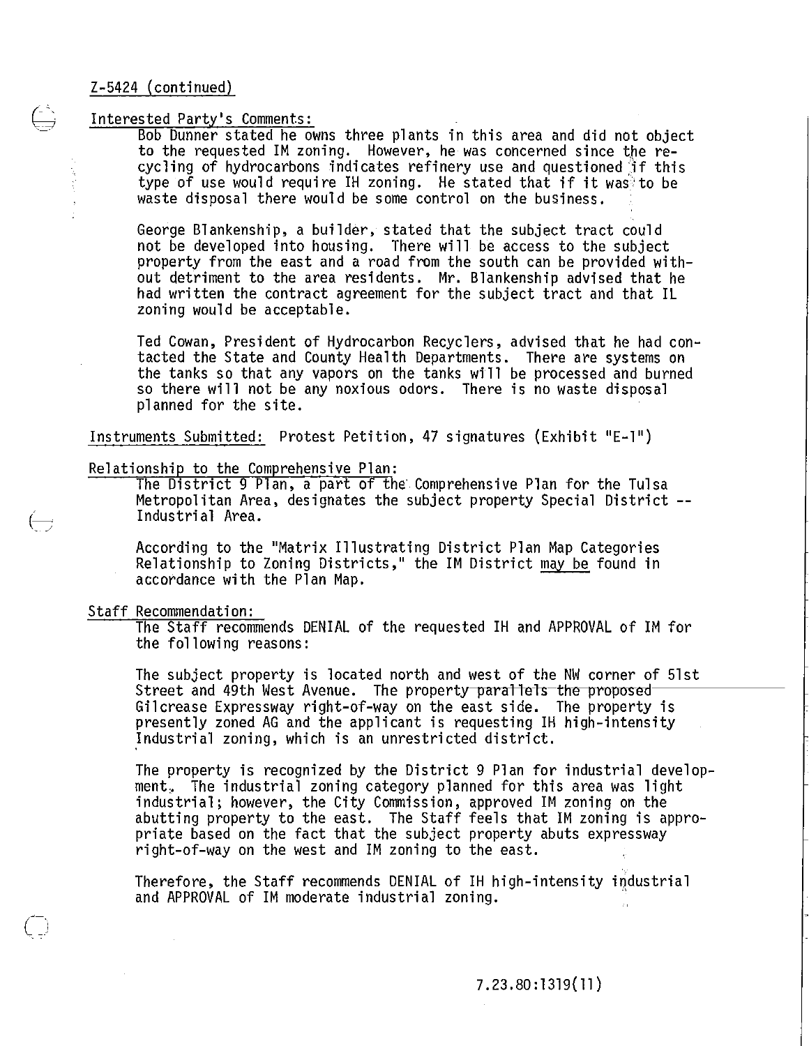Z-5424 (continued)

Interested Party's Comments:

Bob Dunner stated he owns three plants in this area and did not object to the requested IM zoning. However, he was concerned since the recycling of hydrocarbons indicates refinery use and questioned if this type of use would require IH zoning. He stated that if it was to be waste disposal there would be some control on the business.

George Blankenship, a builder, stated that the subject tract could not be developed into housing. There will be access to the subject property from the east and a road from the south can be provided without detriment to the area residents. Mr. Blankenship advised that he had written the contract agreement for the subject tract and that IL zoning would be acceptable.

Ted Cowan, President of Hydrocarbon Recyclers, advised that he had contacted the State and County Health Departments. There are systems on the tanks so that any vapors on the tanks will be processed and burned so there will not be any noxious odors. There is no waste disposal planned for the site.

Instruments Submitted: Protest Petition, 47 signatures (Exhibit "E-1")

Relationship to the Comprehensive Plan:

The District 9 Plan, a part of the Comprehensive Plan for the Tulsa Metropolitan Area, designates the subject property Special District -- Industrial Area.

According to the "Matrix Illustrating District Plan Map Categories Relationship to Zoning Districts," the IM District may be found in accordance with the Plan Map.

Staff Recommendation:

The Staff recommends DENIAL of the requested IH and APPROVAL of IM for the following reasons:

The subject property is located north and west of the NW corner of 51st Street and 49th West Avenue. The property parallels the proposed Gilcrease Expressway right-of-way on the east side. The property is presently zoned AG and the applicant is requesting IH high-intensity Industrial zoning, which is an unrestricted district.

The property is recognized by the District 9 Plan for industrial development. The industrial zoning category planned for this area was light industrial; however, the City Commission, approved IM zoning on the abutting property to the east. The Staff feels that IM zoning is appropriate based on the fact that the subject property abuts expressway right-of-way on the west and IM zoning to the east.

Therefore, the Staff recommends DENIAL of IH high-intensity industrial and APPROVAL of IM moderate industrial zoning.

7.23.80:1319(11)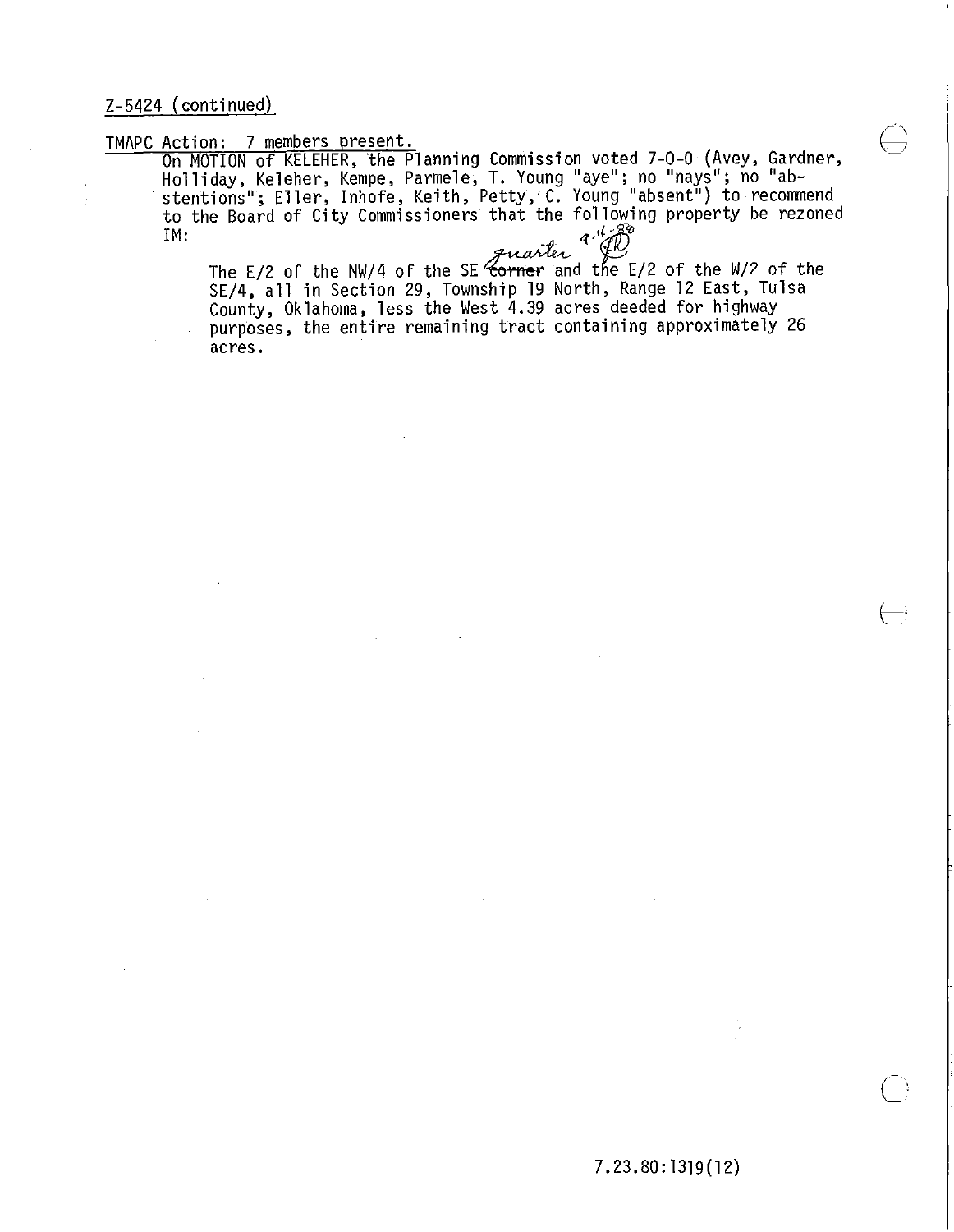Z-5424 (continued)

TMAPC Action: 7 members present.

On MOTION of KELEHER, the Planning Commission voted 7-0-0 (Avey, Gardner, Holliday, Keleher, Kempe, Parmele, T. Young "aye"; no "nays"; no "abstentions"; Eller, Inhofe, Keith, Petty, C. Young "absent") to recommend to the Board of City Commissioners that the following property be rezoned IM:

> The E/2 of the NW/4 of the SE ~~corner~~ quarter and the E/2 of the W/2 of the SE/4, all in Section 29, Township 19 North, Range 12 East, Tulsa County, Oklahoma, less the West 4.39 acres deeded for highway purposes, the entire remaining tract containing approximately 26 acres.

7.23.80:1319(12)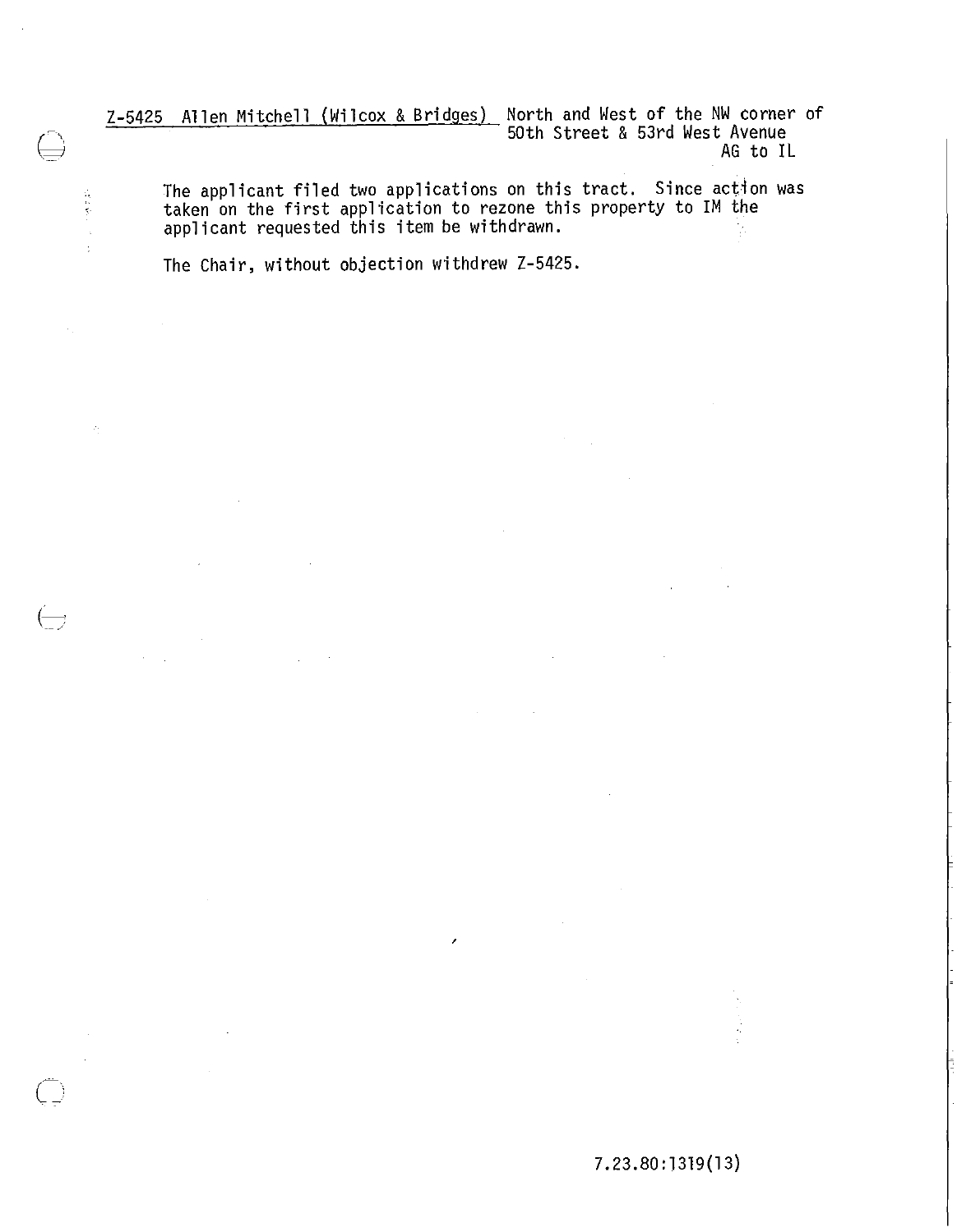Z-5425 Allen Mitchell (Wilcox & Bridges) North and West of the NW corner of 50th Street & 53rd West Avenue
AG to IL

The applicant filed two applications on this tract. Since action was taken on the first application to rezone this property to IM the applicant requested this item be withdrawn.

The Chair, without objection withdrew Z-5425.

7.23.80:1319(13)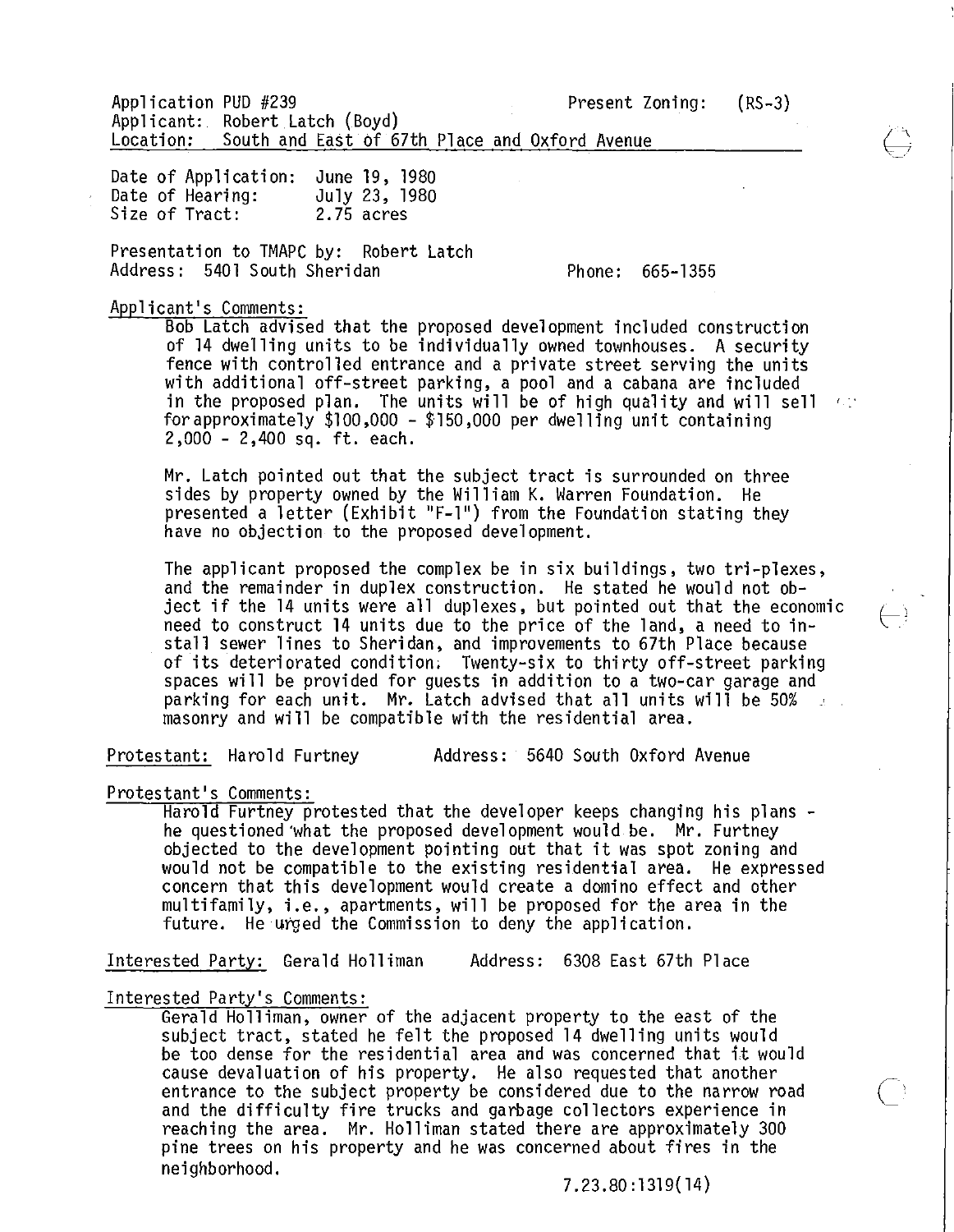Application PUD #239 Present Zoning: (RS-3)
Applicant: Robert Latch (Boyd)
Location: South and East of 67th Place and Oxford Avenue

Date of Application: June 19, 1980
Date of Hearing: July 23, 1980
Size of Tract: 2.75 acres

Presentation to TMAPC by: Robert Latch
Address: 5401 South Sheridan Phone: 665-1355

Applicant's Comments:

Bob Latch advised that the proposed development included construction of 14 dwelling units to be individually owned townhouses. A security fence with controlled entrance and a private street serving the units with additional off-street parking, a pool and a cabana are included in the proposed plan. The units will be of high quality and will sell for approximately $100,000 - $150,000 per dwelling unit containing 2,000 - 2,400 sq. ft. each.

Mr. Latch pointed out that the subject tract is surrounded on three sides by property owned by the William K. Warren Foundation. He presented a letter (Exhibit "F-1") from the Foundation stating they have no objection to the proposed development.

The applicant proposed the complex be in six buildings, two tri-plexes, and the remainder in duplex construction. He stated he would not object if the 14 units were all duplexes, but pointed out that the economic need to construct 14 units due to the price of the land, a need to install sewer lines to Sheridan, and improvements to 67th Place because of its deteriorated condition. Twenty-six to thirty off-street parking spaces will be provided for guests in addition to a two-car garage and parking for each unit. Mr. Latch advised that all units will be 50% masonry and will be compatible with the residential area.

Protestant: Harold Furtney Address: 5640 South Oxford Avenue

Protestant's Comments:

Harold Furtney protested that the developer keeps changing his plans - he questioned what the proposed development would be. Mr. Furtney objected to the development pointing out that it was spot zoning and would not be compatible to the existing residential area. He expressed concern that this development would create a domino effect and other multifamily, i.e., apartments, will be proposed for the area in the future. He urged the Commission to deny the application.

Interested Party: Gerald Holliman Address: 6308 East 67th Place

Interested Party's Comments:

Gerald Holliman, owner of the adjacent property to the east of the subject tract, stated he felt the proposed 14 dwelling units would be too dense for the residential area and was concerned that it would cause devaluation of his property. He also requested that another entrance to the subject property be considered due to the narrow road and the difficulty fire trucks and garbage collectors experience in reaching the area. Mr. Holliman stated there are approximately 300 pine trees on his property and he was concerned about fires in the neighborhood.

7.23.80:1319(14)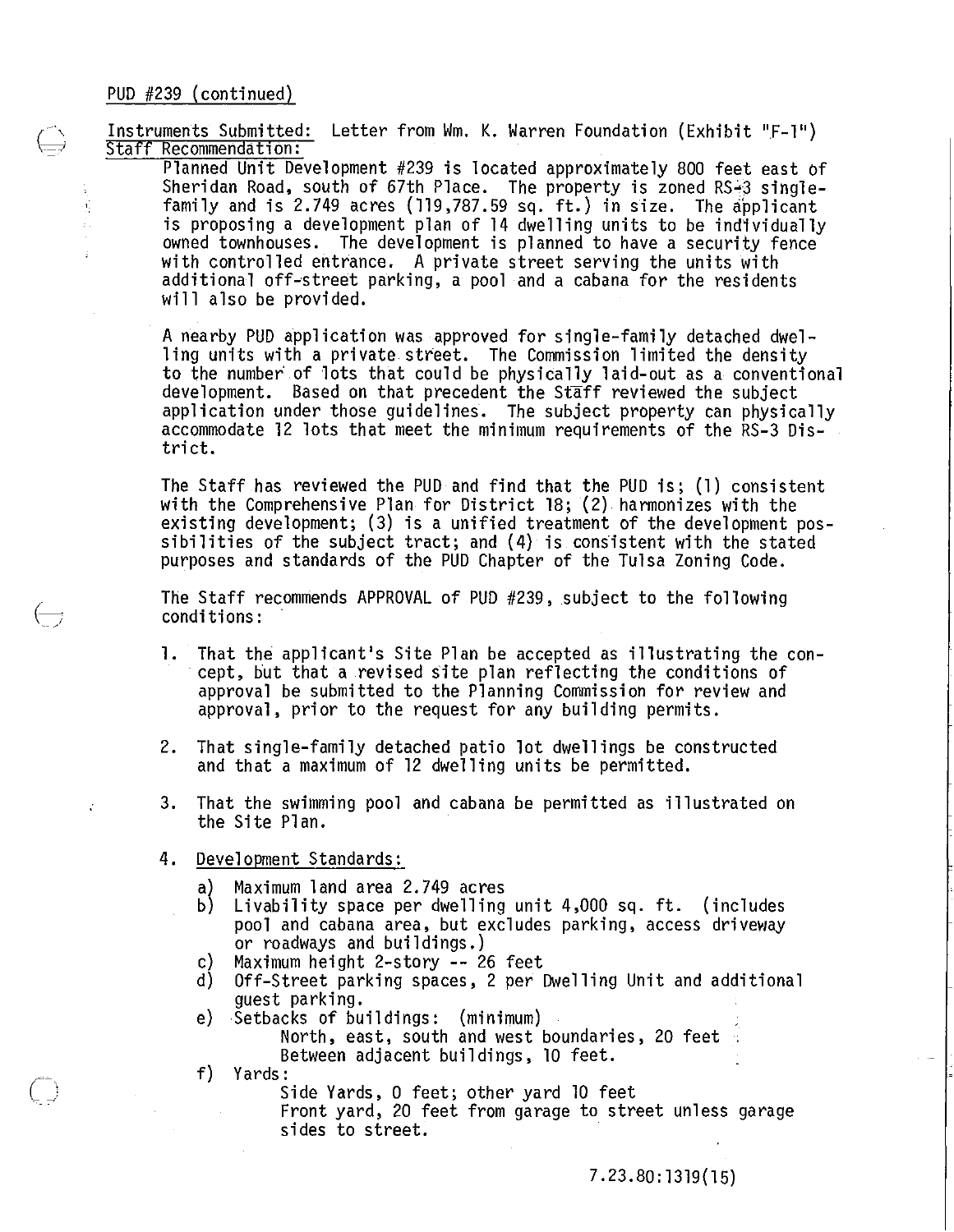PUD #239 (continued)

Instruments Submitted: Letter from Wm. K. Warren Foundation (Exhibit "F-1")

Staff Recommendation:

Planned Unit Development #239 is located approximately 800 feet east of Sheridan Road, south of 67th Place. The property is zoned RS-3 single-family and is 2.749 acres (119,787.59 sq. ft.) in size. The applicant is proposing a development plan of 14 dwelling units to be individually owned townhouses. The development is planned to have a security fence with controlled entrance. A private street serving the units with additional off-street parking, a pool and a cabana for the residents will also be provided.

A nearby PUD application was approved for single-family detached dwelling units with a private street. The Commission limited the density to the number of lots that could be physically laid-out as a conventional development. Based on that precedent the Staff reviewed the subject application under those guidelines. The subject property can physically accommodate 12 lots that meet the minimum requirements of the RS-3 District.

The Staff has reviewed the PUD and find that the PUD is; (1) consistent with the Comprehensive Plan for District 18; (2) harmonizes with the existing development; (3) is a unified treatment of the development possibilities of the subject tract; and (4) is consistent with the stated purposes and standards of the PUD Chapter of the Tulsa Zoning Code.

The Staff recommends APPROVAL of PUD #239, subject to the following conditions:

1. That the applicant's Site Plan be accepted as illustrating the concept, but that a revised site plan reflecting the conditions of approval be submitted to the Planning Commission for review and approval, prior to the request for any building permits.

2. That single-family detached patio lot dwellings be constructed and that a maximum of 12 dwelling units be permitted.

3. That the swimming pool and cabana be permitted as illustrated on the Site Plan.

4. Development Standards:

   a) Maximum land area 2.749 acres
   b) Livability space per dwelling unit 4,000 sq. ft. (includes pool and cabana area, but excludes parking, access driveway or roadways and buildings.)
   c) Maximum height 2-story -- 26 feet
   d) Off-Street parking spaces, 2 per Dwelling Unit and additional guest parking.
   e) Setbacks of buildings: (minimum)
      North, east, south and west boundaries, 20 feet
      Between adjacent buildings, 10 feet.
   f) Yards:
      Side Yards, 0 feet; other yard 10 feet
      Front yard, 20 feet from garage to street unless garage sides to street.

7.23.80:1319(15)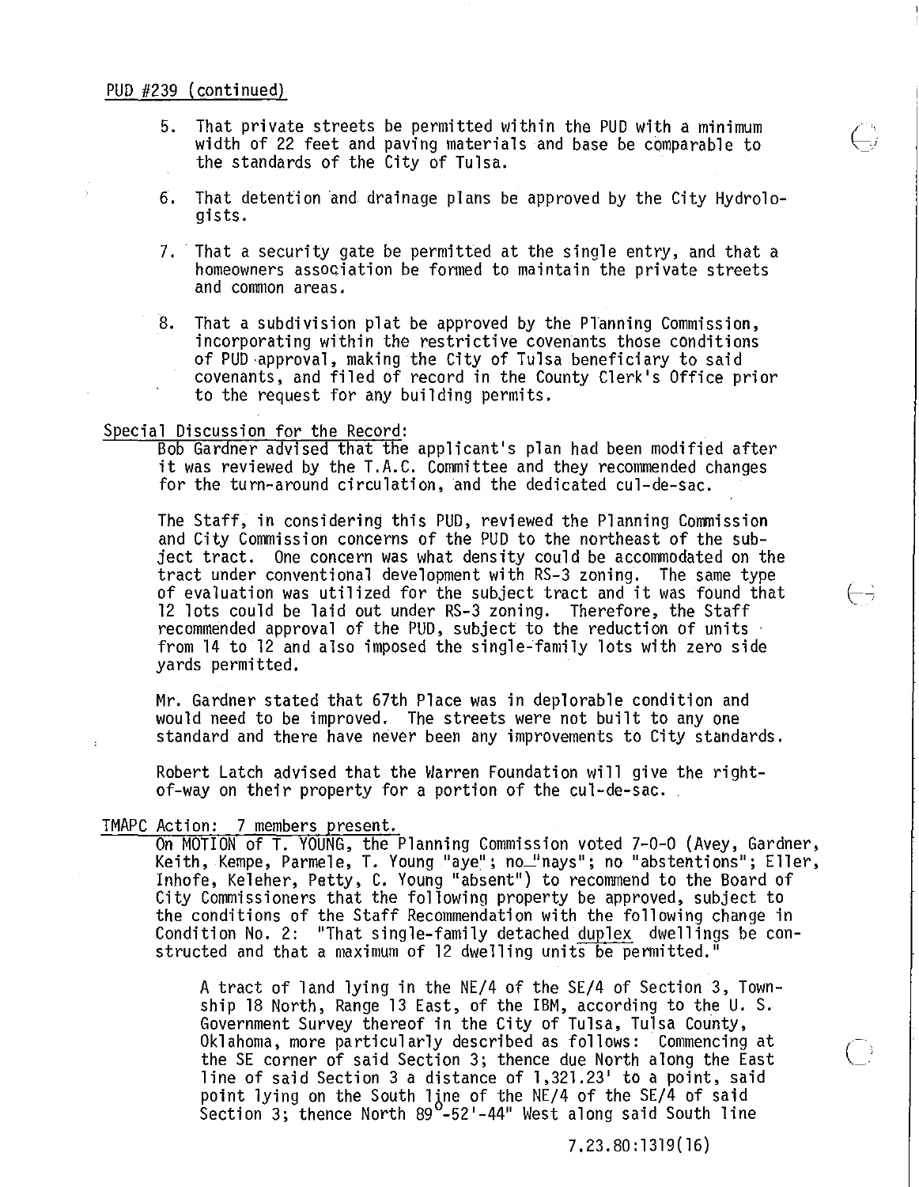PUD #239 (continued)

5. That private streets be permitted within the PUD with a minimum width of 22 feet and paving materials and base be comparable to the standards of the City of Tulsa.

6. That detention and drainage plans be approved by the City Hydrologists.

7. That a security gate be permitted at the single entry, and that a homeowners association be formed to maintain the private streets and common areas.

8. That a subdivision plat be approved by the Planning Commission, incorporating within the restrictive covenants those conditions of PUD approval, making the City of Tulsa beneficiary to said covenants, and filed of record in the County Clerk's Office prior to the request for any building permits.

Special Discussion for the Record:

Bob Gardner advised that the applicant's plan had been modified after it was reviewed by the T.A.C. Committee and they recommended changes for the turn-around circulation, and the dedicated cul-de-sac.

The Staff, in considering this PUD, reviewed the Planning Commission and City Commission concerns of the PUD to the northeast of the subject tract. One concern was what density could be accommodated on the tract under conventional development with RS-3 zoning. The same type of evaluation was utilized for the subject tract and it was found that 12 lots could be laid out under RS-3 zoning. Therefore, the Staff recommended approval of the PUD, subject to the reduction of units from 14 to 12 and also imposed the single-family lots with zero side yards permitted.

Mr. Gardner stated that 67th Place was in deplorable condition and would need to be improved. The streets were not built to any one standard and there have never been any improvements to City standards.

Robert Latch advised that the Warren Foundation will give the right-of-way on their property for a portion of the cul-de-sac.

TMAPC Action: 7 members present.

On MOTION of T. YOUNG, the Planning Commission voted 7-0-0 (Avey, Gardner, Keith, Kempe, Parmele, T. Young "aye"; no "nays"; no "abstentions"; Eller, Inhofe, Keleher, Petty, C. Young "absent") to recommend to the Board of City Commissioners that the following property be approved, subject to the conditions of the Staff Recommendation with the following change in Condition No. 2: "That single-family detached duplex dwellings be constructed and that a maximum of 12 dwelling units be permitted."

> A tract of land lying in the NE/4 of the SE/4 of Section 3, Township 18 North, Range 13 East, of the IBM, according to the U. S. Government Survey thereof in the City of Tulsa, Tulsa County, Oklahoma, more particularly described as follows: Commencing at the SE corner of said Section 3; thence due North along the East line of said Section 3 a distance of 1,321.23' to a point, said point lying on the South line of the NE/4 of the SE/4 of said Section 3; thence North 89°-52'-44" West along said South line

7.23.80:1319(16)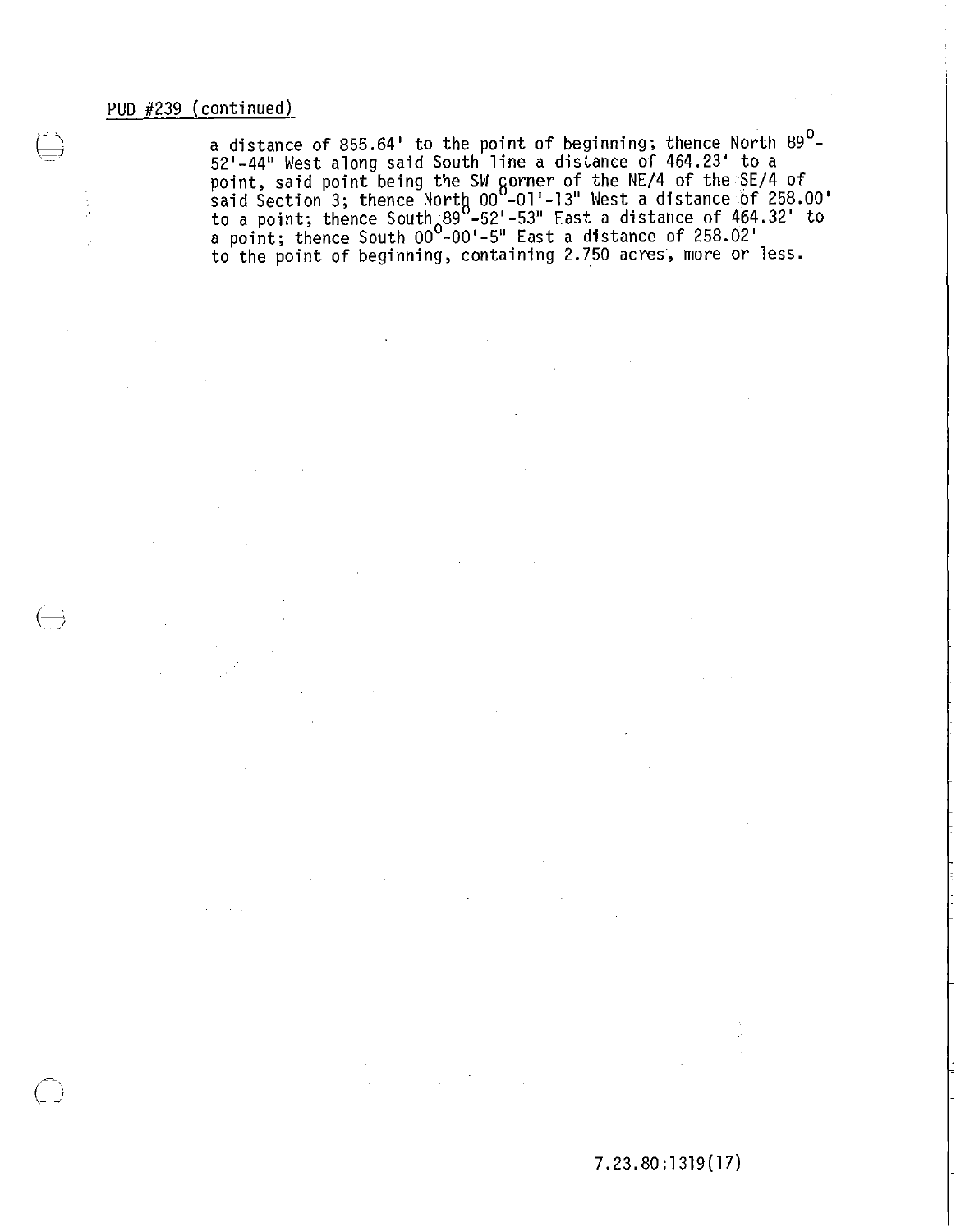PUD #239 (continued)

a distance of 855.64' to the point of beginning; thence North 89°-52'-44" West along said South line a distance of 464.23' to a point, said point being the SW corner of the NE/4 of the SE/4 of said Section 3; thence North 00°-01'-13" West a distance of 258.00' to a point; thence South 89°-52'-53" East a distance of 464.32' to a point; thence South 00°-00'-5" East a distance of 258.02' to the point of beginning, containing 2.750 acres, more or less.

7.23.80:1319(17)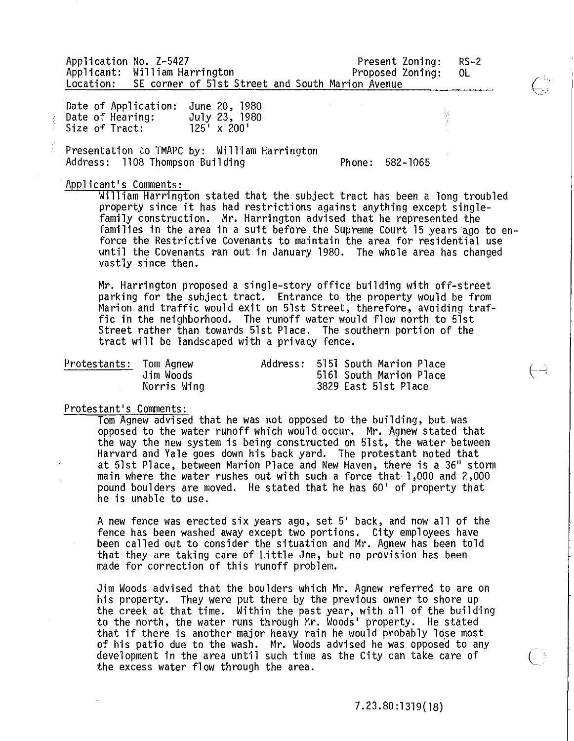Application No. Z-5427 &nbsp;&nbsp;&nbsp;&nbsp;&nbsp;&nbsp;&nbsp;&nbsp;&nbsp;&nbsp;&nbsp;&nbsp;&nbsp;&nbsp;&nbsp;&nbsp;&nbsp;&nbsp;&nbsp;&nbsp; Present Zoning: RS-2
Applicant: William Harrington &nbsp;&nbsp;&nbsp;&nbsp;&nbsp;&nbsp;&nbsp;&nbsp;&nbsp;&nbsp;&nbsp;&nbsp; Proposed Zoning: OL
Location: SE corner of 51st Street and South Marion Avenue

Date of Application: June 20, 1980
Date of Hearing: July 23, 1980
Size of Tract: 125' x 200'

Presentation to TMAPC by: William Harrington
Address: 1108 Thompson Building &nbsp;&nbsp;&nbsp;&nbsp;&nbsp;&nbsp;&nbsp;&nbsp;&nbsp;&nbsp;&nbsp;&nbsp; Phone: 582-1065

Applicant's Comments:

William Harrington stated that the subject tract has been a long troubled property since it has had restrictions against anything except single-family construction. Mr. Harrington advised that he represented the families in the area in a suit before the Supreme Court 15 years ago to enforce the Restrictive Covenants to maintain the area for residential use until the Covenants ran out in January 1980. The whole area has changed vastly since then.

Mr. Harrington proposed a single-story office building with off-street parking for the subject tract. Entrance to the property would be from Marion and traffic would exit on 51st Street, therefore, avoiding traffic in the neighborhood. The runoff water would flow north to 51st Street rather than towards 51st Place. The southern portion of the tract will be landscaped with a privacy fence.

| Protestants: | Address: |
|---|---|
| Tom Agnew | 5151 South Marion Place |
| Jim Woods | 5161 South Marion Place |
| Norris Wing | 3829 East 51st Place |

Protestant's Comments:

Tom Agnew advised that he was not opposed to the building, but was opposed to the water runoff which would occur. Mr. Agnew stated that the way the new system is being constructed on 51st, the water between Harvard and Yale goes down his back yard. The protestant noted that at 51st Place, between Marion Place and New Haven, there is a 36" storm main where the water rushes out with such a force that 1,000 and 2,000 pound boulders are moved. He stated that he has 60' of property that he is unable to use.

A new fence was erected six years ago, set 5' back, and now all of the fence has been washed away except two portions. City employees have been called out to consider the situation and Mr. Agnew has been told that they are taking care of Little Joe, but no provision has been made for correction of this runoff problem.

Jim Woods advised that the boulders which Mr. Agnew referred to are on his property. They were put there by the previous owner to shore up the creek at that time. Within the past year, with all of the building to the north, the water runs through Mr. Woods' property. He stated that if there is another major heavy rain he would probably lose most of his patio due to the wash. Mr. Woods advised he was opposed to any development in the area until such time as the City can take care of the excess water flow through the area.

7.23.80:1319(18)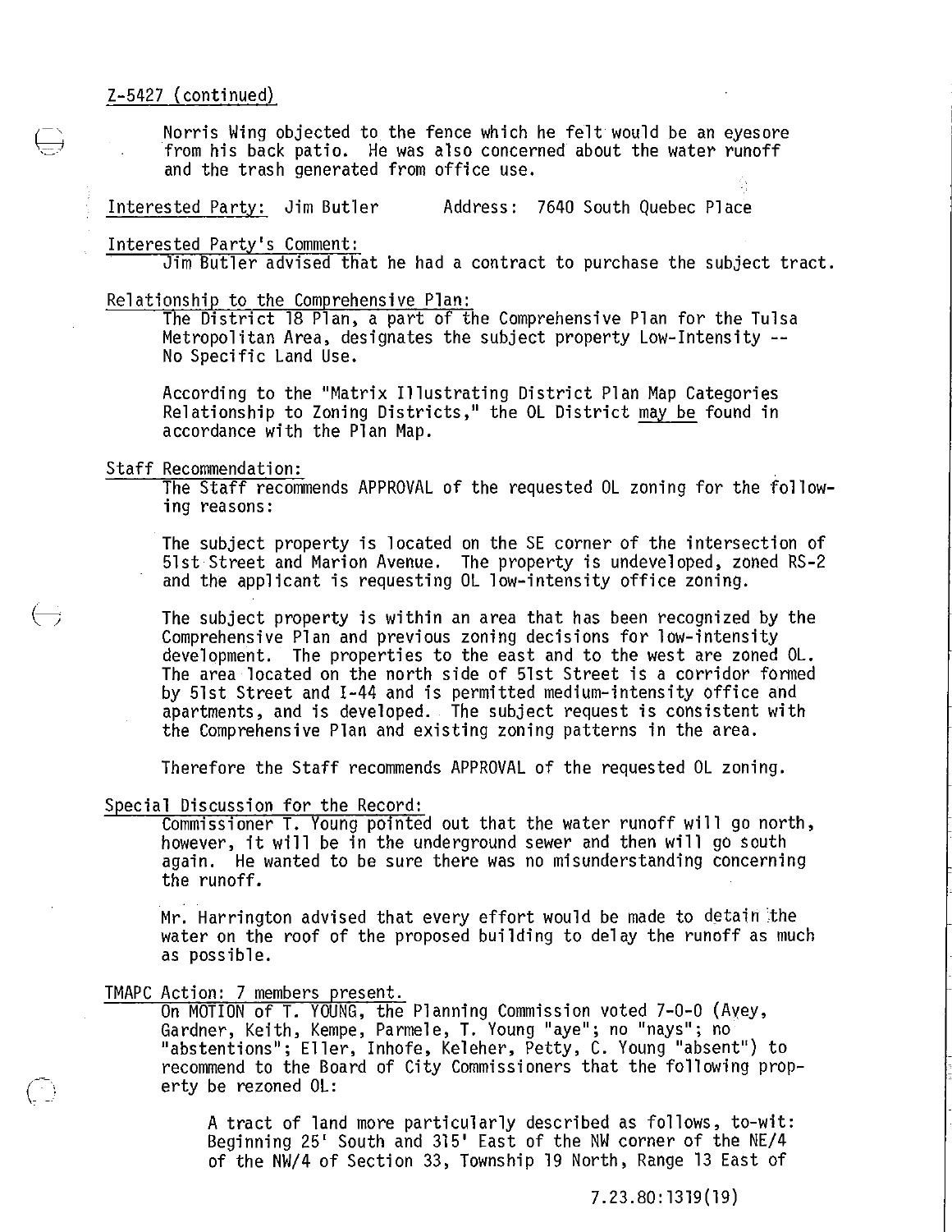Z-5427 (continued)

Norris Wing objected to the fence which he felt would be an eyesore from his back patio. He was also concerned about the water runoff and the trash generated from office use.

Interested Party: Jim Butler      Address: 7640 South Quebec Place

Interested Party's Comment:
Jim Butler advised that he had a contract to purchase the subject tract.

Relationship to the Comprehensive Plan:
The District 18 Plan, a part of the Comprehensive Plan for the Tulsa Metropolitan Area, designates the subject property Low-Intensity -- No Specific Land Use.

According to the "Matrix Illustrating District Plan Map Categories Relationship to Zoning Districts," the OL District may be found in accordance with the Plan Map.

Staff Recommendation:
The Staff recommends APPROVAL of the requested OL zoning for the following reasons:

The subject property is located on the SE corner of the intersection of 51st Street and Marion Avenue. The property is undeveloped, zoned RS-2 and the applicant is requesting OL low-intensity office zoning.

The subject property is within an area that has been recognized by the Comprehensive Plan and previous zoning decisions for low-intensity development. The properties to the east and to the west are zoned OL. The area located on the north side of 51st Street is a corridor formed by 51st Street and I-44 and is permitted medium-intensity office and apartments, and is developed. The subject request is consistent with the Comprehensive Plan and existing zoning patterns in the area.

Therefore the Staff recommends APPROVAL of the requested OL zoning.

Special Discussion for the Record:
Commissioner T. Young pointed out that the water runoff will go north, however, it will be in the underground sewer and then will go south again. He wanted to be sure there was no misunderstanding concerning the runoff.

Mr. Harrington advised that every effort would be made to detain the water on the roof of the proposed building to delay the runoff as much as possible.

TMAPC Action: 7 members present.
On MOTION of T. YOUNG, the Planning Commission voted 7-0-0 (Avey, Gardner, Keith, Kempe, Parmele, T. Young "aye"; no "nays"; no "abstentions"; Eller, Inhofe, Keleher, Petty, C. Young "absent") to recommend to the Board of City Commissioners that the following property be rezoned OL:

A tract of land more particularly described as follows, to-wit: Beginning 25' South and 315' East of the NW corner of the NE/4 of the NW/4 of Section 33, Township 19 North, Range 13 East of

7.23.80:1319(19)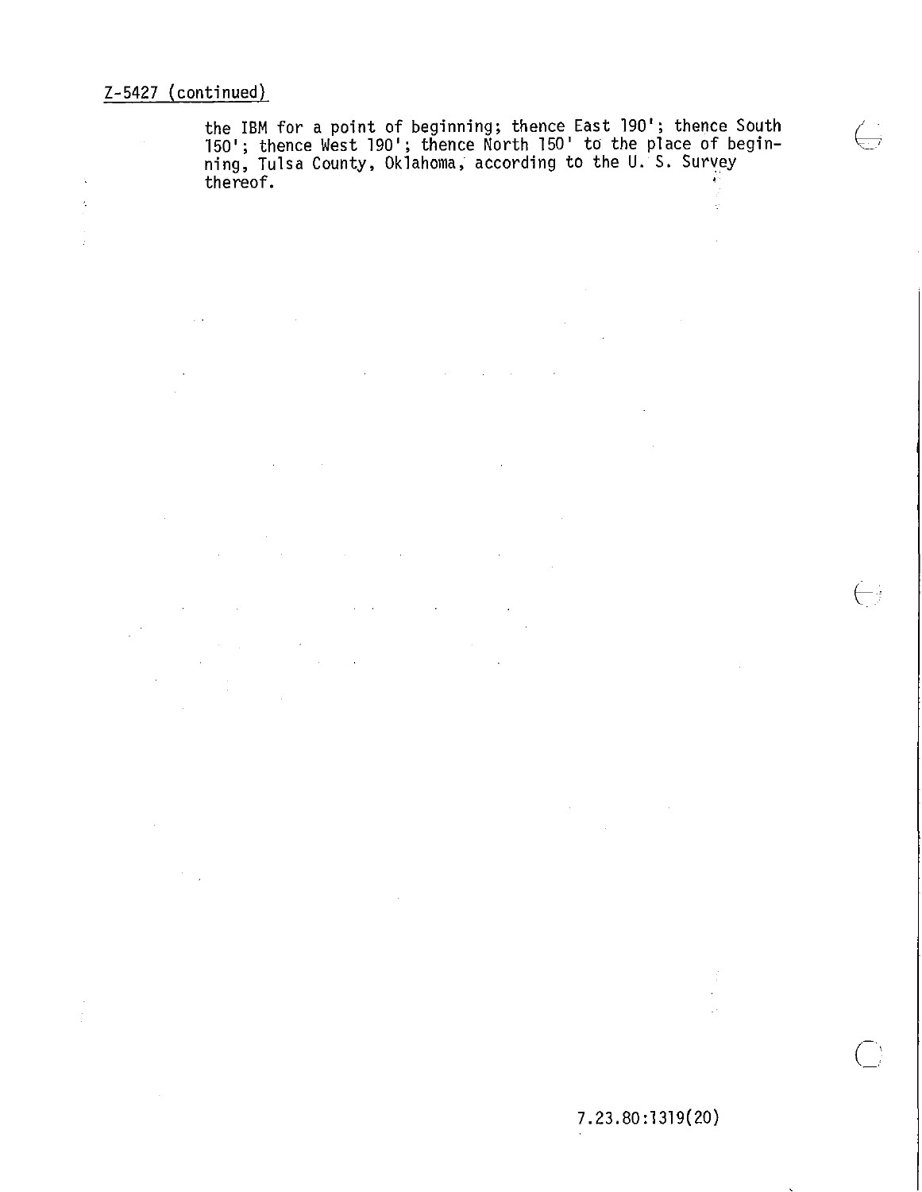Z-5427 (continued)

the IBM for a point of beginning; thence East 190'; thence South 150'; thence West 190'; thence North 150' to the place of beginning, Tulsa County, Oklahoma, according to the U. S. Survey thereof.

7.23.80:1319(20)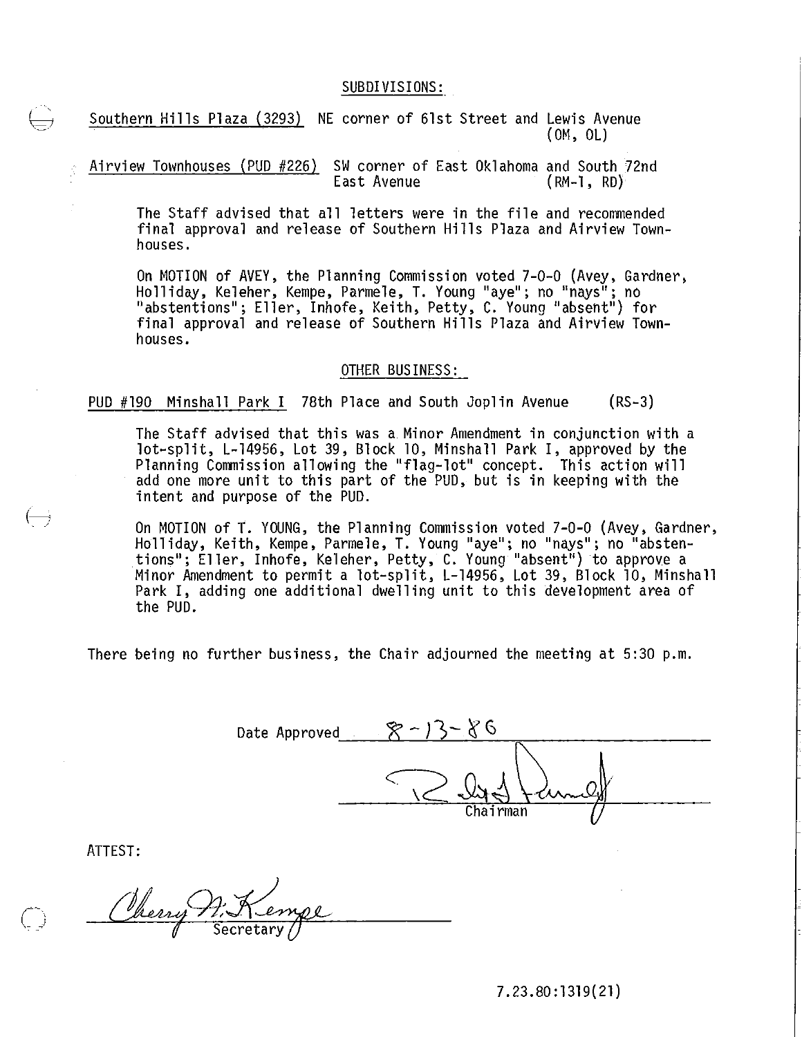## SUBDIVISIONS:

Southern Hills Plaza (3293) NE corner of 61st Street and Lewis Avenue (OM, OL)

Airview Townhouses (PUD #226) SW corner of East Oklahoma and South 72nd East Avenue (RM-1, RD)

The Staff advised that all letters were in the file and recommended final approval and release of Southern Hills Plaza and Airview Townhouses.

On MOTION of AVEY, the Planning Commission voted 7-0-0 (Avey, Gardner, Holliday, Keleher, Kempe, Parmele, T. Young "aye"; no "nays"; no "abstentions"; Eller, Inhofe, Keith, Petty, C. Young "absent") for final approval and release of Southern Hills Plaza and Airview Townhouses.

## OTHER BUSINESS:

PUD #190 Minshall Park I 78th Place and South Joplin Avenue (RS-3)

The Staff advised that this was a Minor Amendment in conjunction with a lot-split, L-14956, Lot 39, Block 10, Minshall Park I, approved by the Planning Commission allowing the "flag-lot" concept. This action will add one more unit to this part of the PUD, but is in keeping with the intent and purpose of the PUD.

On MOTION of T. YOUNG, the Planning Commission voted 7-0-0 (Avey, Gardner, Holliday, Keith, Kempe, Parmele, T. Young "aye"; no "nays"; no "abstentions"; Eller, Inhofe, Keleher, Petty, C. Young "absent") to approve a Minor Amendment to permit a lot-split, L-14956, Lot 39, Block 10, Minshall Park I, adding one additional dwelling unit to this development area of the PUD.

There being no further business, the Chair adjourned the meeting at 5:30 p.m.

Date Approved 8-13-86

Chairman

ATTEST:

Cherry N. Kempe
Secretary

7.23.80:1319(21)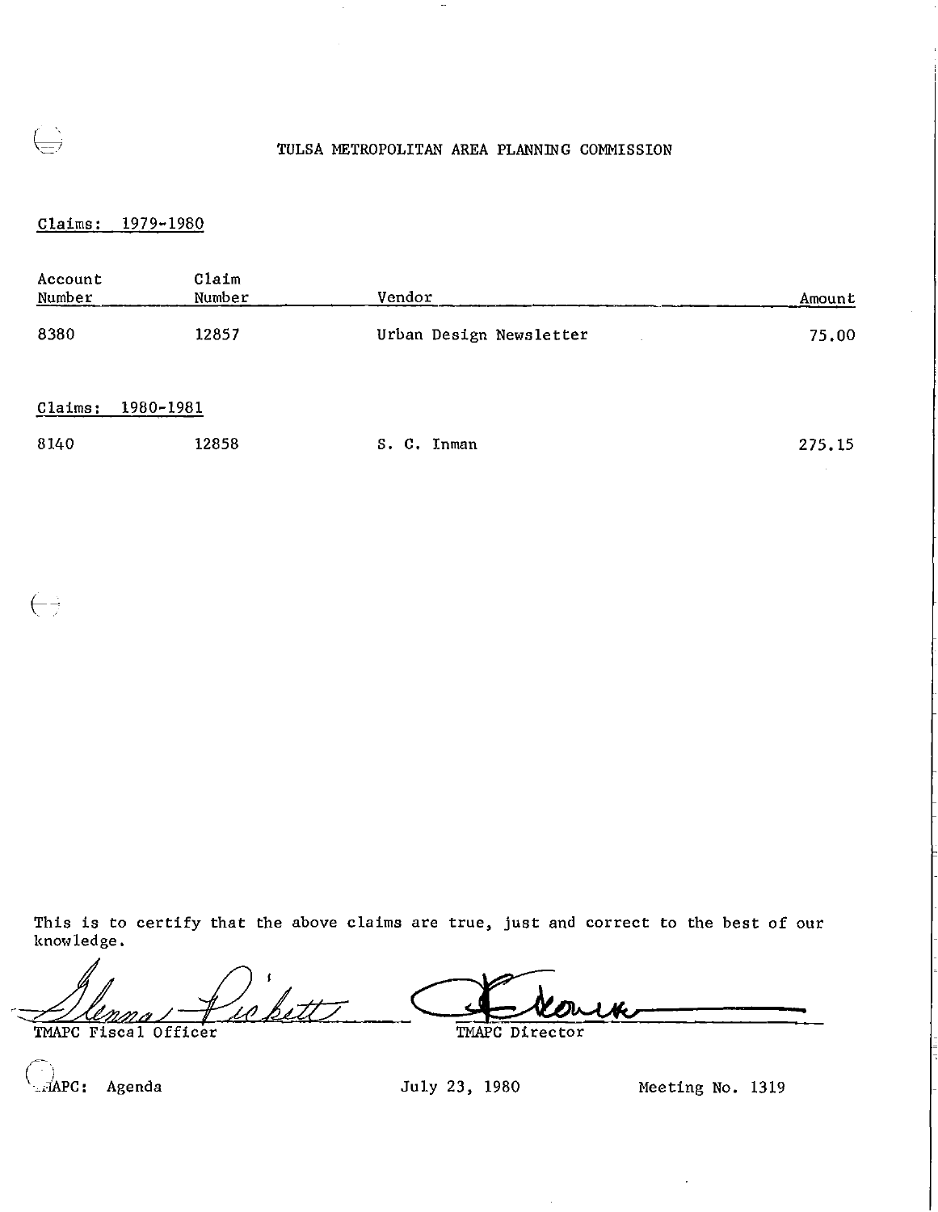TULSA METROPOLITAN AREA PLANNING COMMISSION

Claims: 1979-1980

| Account Number | Claim Number | Vendor | Amount |
|---|---|---|---|
| 8380 | 12857 | Urban Design Newsletter | 75.00 |

Claims: 1980-1981

| Account Number | Claim Number | Vendor | Amount |
|---|---|---|---|
| 8140 | 12858 | S. C. Inman | 275.15 |

This is to certify that the above claims are true, just and correct to the best of our knowledge.

Glenna Pickett
TMAPC Fiscal Officer

TMAPC Director

TMAPC: Agenda July 23, 1980 Meeting No. 1319